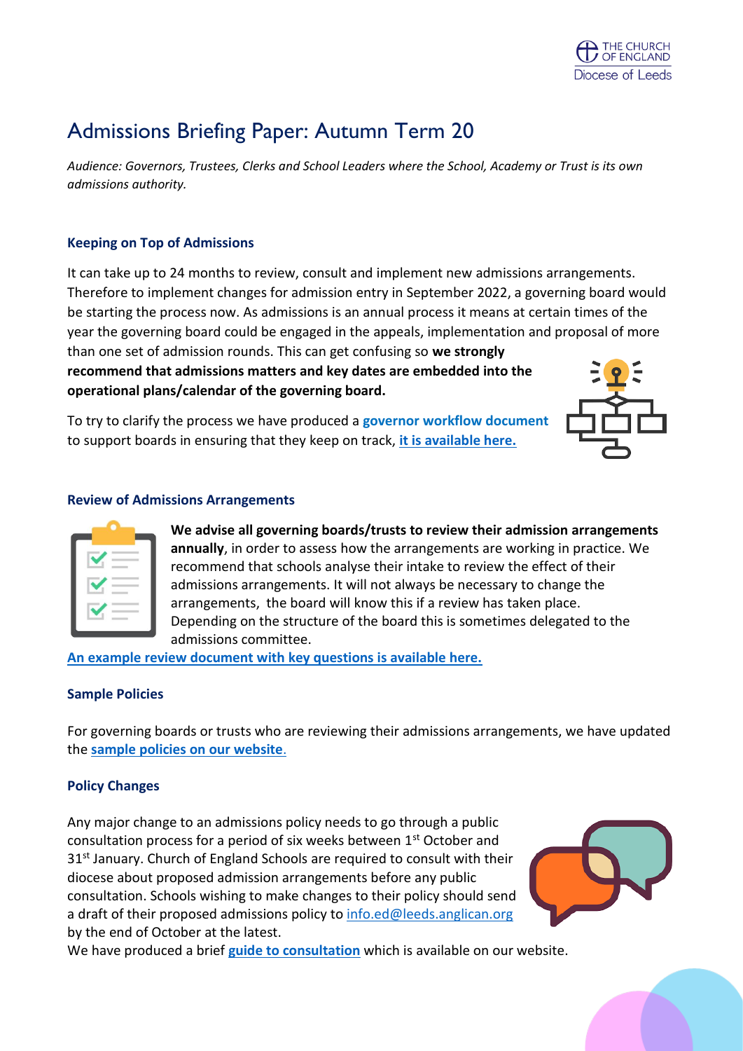# Admissions Briefing Paper: Autumn Term 20

*Audience: Governors, Trustees, Clerks and School Leaders where the School, Academy or Trust is its own admissions authority.*

### Keeping on Top of Admissions

It can take up to 24 months to review, consult and implement new admissions arrangements. Therefore to implement changes for admission entry in September 2022, a governing board would be starting the process now. As admissions is an annual process it means at certain times of the year the governing board could be engaged in the appeals, implementation and proposal of more than one set of admission rounds. This can get confusing so **we strongly recommend that admissions matters and key dates are embedded into the operational plans/calendar of the governing board.**

To try to clarify the process we have produced a **governor workflow document** to support boards in ensuring that they keep on track, **it is available here.**

### Review of Admissions Arrangements

**We advise all governing boards/trusts to review their admission arrangements annually**, in order to assess how the arrangements are working in practice. We recommend that schools analyse their intake to review the effect of their admissions arrangements. It will not always be necessary to change the arrangements, the board will know this if a review has taken place. Depending on the structure of the board this is sometimes delegated to the admissions committee.

**An example review document with key questions is available here.**

### Sample Policies

For governing boards or trusts who are reviewing their admissions arrangements, we have updated the **sample policies on our website**.

### Policy Changes

Any major change to an admissions policy needs to go through a public consultation process for a period of six weeks between 1st October and 31st January. Church of England Schools are required to consult with their diocese about proposed admission arrangements before any public consultation. Schools wishing to make changes to their policy should send a draft of their proposed admissions policy to info.ed@leeds.anglican.org by the end of October at the latest.

We have produced a brief **guide to consultation** which is available on our website.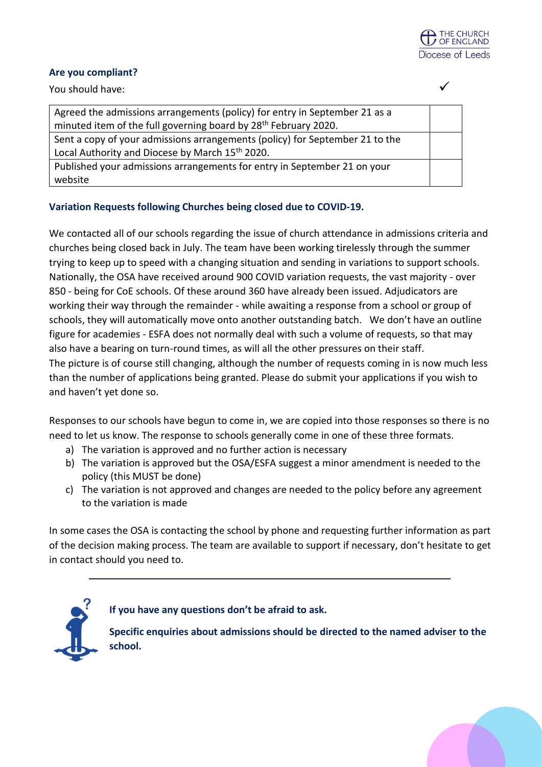**Are you compliant?**

You should have: ✓

| | |
|---|---|
| Agreed the admissions arrangements (policy) for entry in September 21 as a minuted item of the full governing board by 28th February 2020. | |
| Sent a copy of your admissions arrangements (policy) for September 21 to the Local Authority and Diocese by March 15th 2020. | |
| Published your admissions arrangements for entry in September 21 on your website | |

**Variation Requests following Churches being closed due to COVID-19.**

We contacted all of our schools regarding the issue of church attendance in admissions criteria and churches being closed back in July. The team have been working tirelessly through the summer trying to keep up to speed with a changing situation and sending in variations to support schools. Nationally, the OSA have received around 900 COVID variation requests, the vast majority - over 850 - being for CoE schools. Of these around 360 have already been issued. Adjudicators are working their way through the remainder - while awaiting a response from a school or group of schools, they will automatically move onto another outstanding batch. We don't have an outline figure for academies - ESFA does not normally deal with such a volume of requests, so that may also have a bearing on turn-round times, as will all the other pressures on their staff.
The picture is of course still changing, although the number of requests coming in is now much less than the number of applications being granted. Please do submit your applications if you wish to and haven't yet done so.

Responses to our schools have begun to come in, we are copied into those responses so there is no need to let us know. The response to schools generally come in one of these three formats.

a) The variation is approved and no further action is necessary
b) The variation is approved but the OSA/ESFA suggest a minor amendment is needed to the policy (this MUST be done)
c) The variation is not approved and changes are needed to the policy before any agreement to the variation is made

In some cases the OSA is contacting the school by phone and requesting further information as part of the decision making process. The team are available to support if necessary, don't hesitate to get in contact should you need to.

---

**If you have any questions don't be afraid to ask.**

**Specific enquiries about admissions should be directed to the named adviser to the school.**